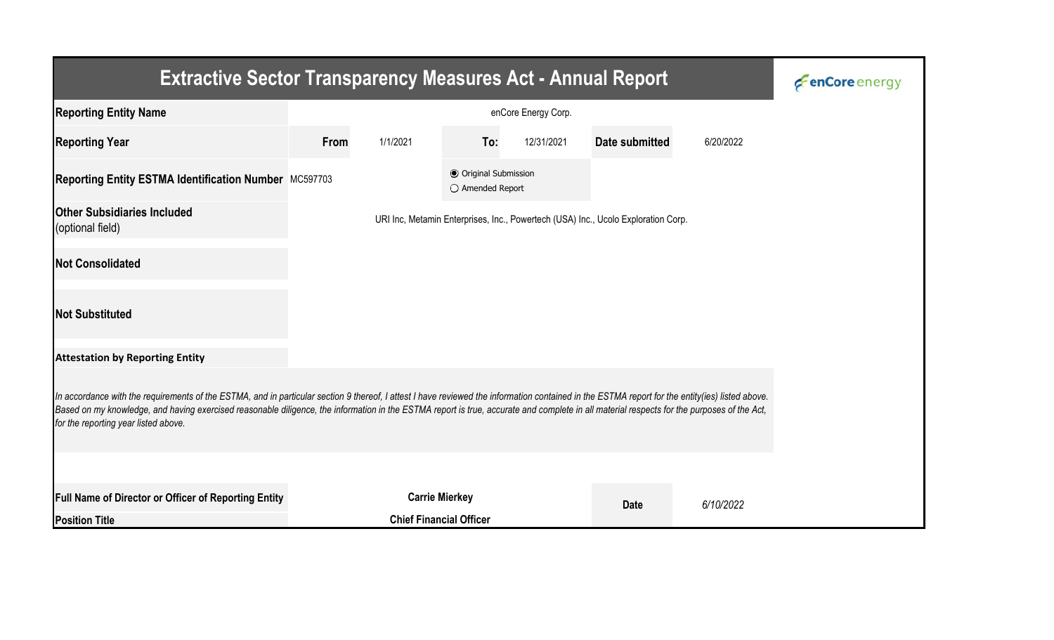# Extractive Sector Transparency Measures Act - Annual Report

enCore energy

| | | | | | | |
|---|---|---|---|---|---|---|
| **Reporting Entity Name** | enCore Energy Corp. | | | | | |
| **Reporting Year** | **From** | 1/1/2021 | **To:** | 12/31/2021 | **Date submitted** | 6/20/2022 |
| **Reporting Entity ESTMA Identification Number** | MC597703 | | ◉ Original Submission<br>○ Amended Report | | | |
| **Other Subsidiaries Included** (optional field) | URI Inc, Metamin Enterprises, Inc., Powertech (USA) Inc., Ucolo Exploration Corp. | | | | | |
| **Not Consolidated** | | | | | | |
| **Not Substituted** | | | | | | |

**Attestation by Reporting Entity**

*In accordance with the requirements of the ESTMA, and in particular section 9 thereof, I attest I have reviewed the information contained in the ESTMA report for the entity(ies) listed above. Based on my knowledge, and having exercised reasonable diligence, the information in the ESTMA report is true, accurate and complete in all material respects for the purposes of the Act, for the reporting year listed above.*

| | | | |
|---|---|---|---|
| **Full Name of Director or Officer of Reporting Entity** | **Carrie Mierkey** | **Date** | *6/10/2022* |
| **Position Title** | **Chief Financial Officer** | | |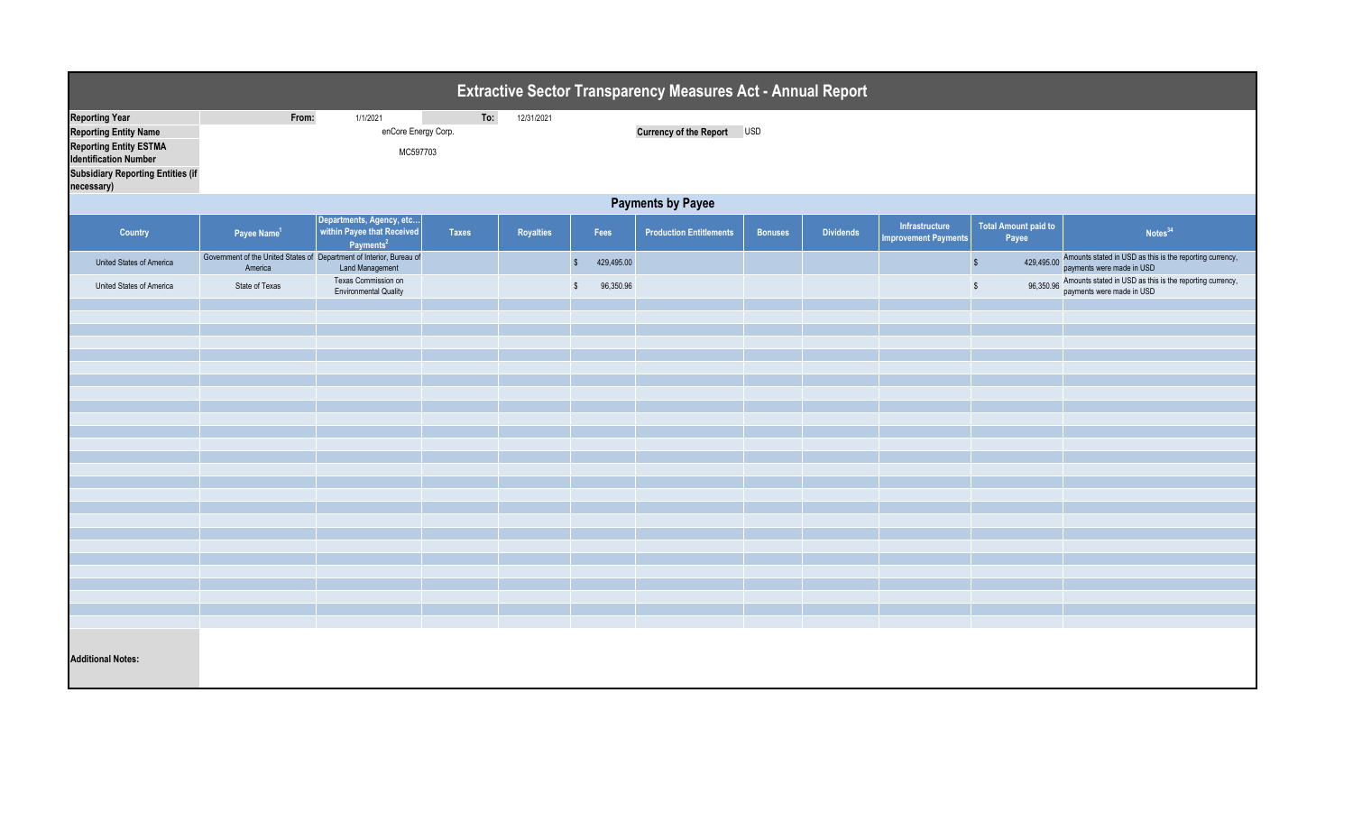# Extractive Sector Transparency Measures Act - Annual Report

| | | | | |
|---|---|---|---|---|
| **Reporting Year** | From: | 1/1/2021 | To: | 12/31/2021 |
| **Reporting Entity Name** | enCore Energy Corp. | | **Currency of the Report** | USD |
| **Reporting Entity ESTMA Identification Number** | MC597703 | | | |
| **Subsidiary Reporting Entities (if necessary)** | | | | |

## Payments by Payee

| Country | Payee Name[1] | Departments, Agency, etc... within Payee that Received Payments[2] | Taxes | Royalties | Fees | Production Entitlements | Bonuses | Dividends | Infrastructure Improvement Payments | Total Amount paid to Payee | Notes[34] |
|---|---|---|---|---|---|---|---|---|---|---|---|
| United States of America | Government of the United States of America | Department of Interior, Bureau of Land Management | | | $ 429,495.00 | | | | | $ 429,495.00 | Amounts stated in USD as this is the reporting currency, payments were made in USD |
| United States of America | State of Texas | Texas Commission on Environmental Quality | | | $ 96,350.96 | | | | | $ 96,350.96 | Amounts stated in USD as this is the reporting currency, payments were made in USD |

**Additional Notes:**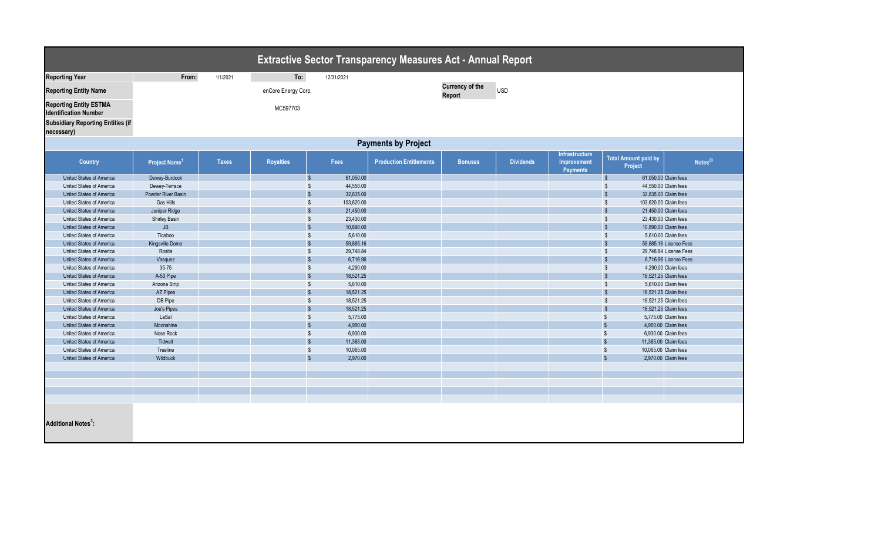# Extractive Sector Transparency Measures Act - Annual Report

| | | | | | | |
|---|---|---|---|---|---|---|
| **Reporting Year** | From: | 1/1/2021 | To: | 12/31/2021 | | |
| **Reporting Entity Name** | | enCore Energy Corp. | | | **Currency of the Report** | USD |
| **Reporting Entity ESTMA Identification Number** | | MC597703 | | | | |
| **Subsidiary Reporting Entities (if necessary)** | | | | | | |

## Payments by Project

| Country | Project Name[1] | Taxes | Royalties | Fees | Production Entitlements | Bonuses | Dividends | Infrastructure Improvement Payments | Total Amount paid by Project | Notes[23] |
|---|---|---|---|---|---|---|---|---|---|---|
| United States of America | Dewey-Burdock | | | $ 61,050.00 | | | | | $ 61,050.00 | Claim fees |
| United States of America | Dewey-Terrace | | | $ 44,550.00 | | | | | $ 44,550.00 | Claim fees |
| United States of America | Powder River Basin | | | $ 32,835.00 | | | | | $ 32,835.00 | Claim fees |
| United States of America | Gas Hills | | | $ 103,620.00 | | | | | $ 103,620.00 | Claim fees |
| United States of America | Juniper Ridge | | | $ 21,450.00 | | | | | $ 21,450.00 | Claim fees |
| United States of America | Shirley Basin | | | $ 23,430.00 | | | | | $ 23,430.00 | Claim fees |
| United States of America | JB | | | $ 10,890.00 | | | | | $ 10,890.00 | Claim fees |
| United States of America | Ticaboo | | | $ 5,610.00 | | | | | $ 5,610.00 | Claim fees |
| United States of America | Kingsville Dome | | | $ 59,885.16 | | | | | $ 59,885.16 | License Fees |
| United States of America | Rosita | | | $ 29,748.84 | | | | | $ 29,748.84 | License Fees |
| United States of America | Vasquez | | | $ 6,716.96 | | | | | $ 6,716.96 | License Fees |
| United States of America | 35-75 | | | $ 4,290.00 | | | | | $ 4,290.00 | Claim fees |
| United States of America | A-53 Pipe | | | $ 18,521.25 | | | | | $ 18,521.25 | Claim fees |
| United States of America | Arizona Strip | | | $ 5,610.00 | | | | | $ 5,610.00 | Claim fees |
| United States of America | AZ Pipes | | | $ 18,521.25 | | | | | $ 18,521.25 | Claim fees |
| United States of America | DB Pipe | | | $ 18,521.25 | | | | | $ 18,521.25 | Claim fees |
| United States of America | Joe's Pipes | | | $ 18,521.25 | | | | | $ 18,521.25 | Claim fees |
| United States of America | LaSal | | | $ 5,775.00 | | | | | $ 5,775.00 | Claim fees |
| United States of America | Moonshine | | | $ 4,950.00 | | | | | $ 4,950.00 | Claim fees |
| United States of America | Nose Rock | | | $ 6,930.00 | | | | | $ 6,930.00 | Claim fees |
| United States of America | Tidwell | | | $ 11,385.00 | | | | | $ 11,385.00 | Claim fees |
| United States of America | Treeline | | | $ 10,065.00 | | | | | $ 10,065.00 | Claim fees |
| United States of America | Wildbuck | | | $ 2,970.00 | | | | | $ 2,970.00 | Claim fees |

**Additional Notes[3]:**